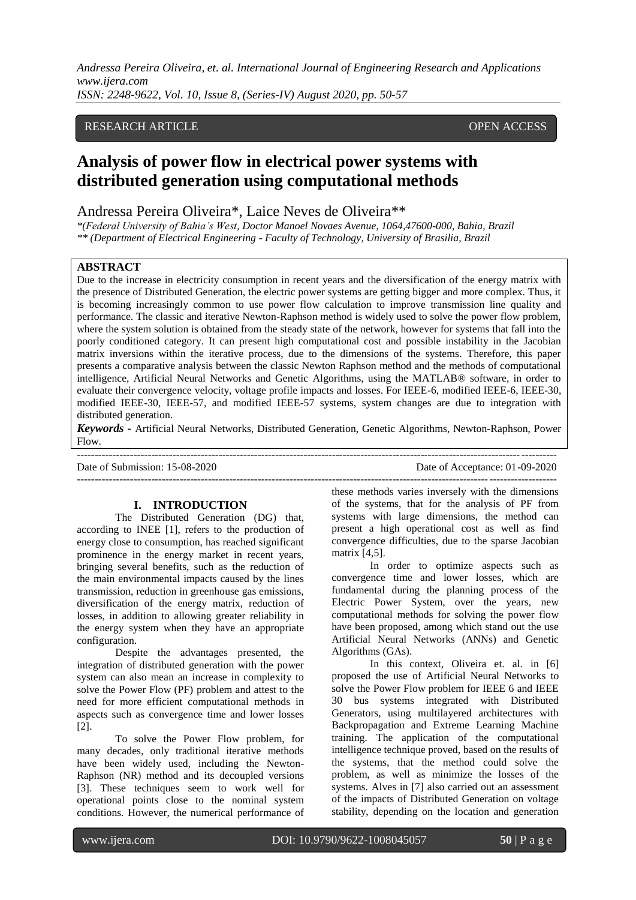RESEARCH ARTICLE OPEN ACCESS

# Analysis of power flow in electrical power systems with distributed generation using computational methods

Andressa Pereira Oliveira*, Laice Neves de Oliveira**

*\*(Federal University of Bahia's West, Doctor Manoel Novaes Avenue, 1064,47600-000, Bahia, Brazil*
*\*\* (Department of Electrical Engineering - Faculty of Technology, University of Brasilia, Brazil*

## ABSTRACT

Due to the increase in electricity consumption in recent years and the diversification of the energy matrix with the presence of Distributed Generation, the electric power systems are getting bigger and more complex. Thus, it is becoming increasingly common to use power flow calculation to improve transmission line quality and performance. The classic and iterative Newton-Raphson method is widely used to solve the power flow problem, where the system solution is obtained from the steady state of the network, however for systems that fall into the poorly conditioned category. It can present high computational cost and possible instability in the Jacobian matrix inversions within the iterative process, due to the dimensions of the systems. Therefore, this paper presents a comparative analysis between the classic Newton Raphson method and the methods of computational intelligence, Artificial Neural Networks and Genetic Algorithms, using the MATLAB® software, in order to evaluate their convergence velocity, voltage profile impacts and losses. For IEEE-6, modified IEEE-6, IEEE-30, modified IEEE-30, IEEE-57, and modified IEEE-57 systems, system changes are due to integration with distributed generation.

***Keywords*** **-** Artificial Neural Networks, Distributed Generation, Genetic Algorithms, Newton-Raphson, Power Flow.

Date of Submission: 15-08-2020 Date of Acceptance: 01-09-2020

## I. INTRODUCTION

The Distributed Generation (DG) that, according to INEE [1], refers to the production of energy close to consumption, has reached significant prominence in the energy market in recent years, bringing several benefits, such as the reduction of the main environmental impacts caused by the lines transmission, reduction in greenhouse gas emissions, diversification of the energy matrix, reduction of losses, in addition to allowing greater reliability in the energy system when they have an appropriate configuration.

Despite the advantages presented, the integration of distributed generation with the power system can also mean an increase in complexity to solve the Power Flow (PF) problem and attest to the need for more efficient computational methods in aspects such as convergence time and lower losses [2].

To solve the Power Flow problem, for many decades, only traditional iterative methods have been widely used, including the Newton-Raphson (NR) method and its decoupled versions [3]. These techniques seem to work well for operational points close to the nominal system conditions. However, the numerical performance of these methods varies inversely with the dimensions of the systems, that for the analysis of PF from systems with large dimensions, the method can present a high operational cost as well as find convergence difficulties, due to the sparse Jacobian matrix [4,5].

In order to optimize aspects such as convergence time and lower losses, which are fundamental during the planning process of the Electric Power System, over the years, new computational methods for solving the power flow have been proposed, among which stand out the use Artificial Neural Networks (ANNs) and Genetic Algorithms (GAs).

In this context, Oliveira et. al. in [6] proposed the use of Artificial Neural Networks to solve the Power Flow problem for IEEE 6 and IEEE 30 bus systems integrated with Distributed Generators, using multilayered architectures with Backpropagation and Extreme Learning Machine training. The application of the computational intelligence technique proved, based on the results of the systems, that the method could solve the problem, as well as minimize the losses of the systems. Alves in [7] also carried out an assessment of the impacts of Distributed Generation on voltage stability, depending on the location and generation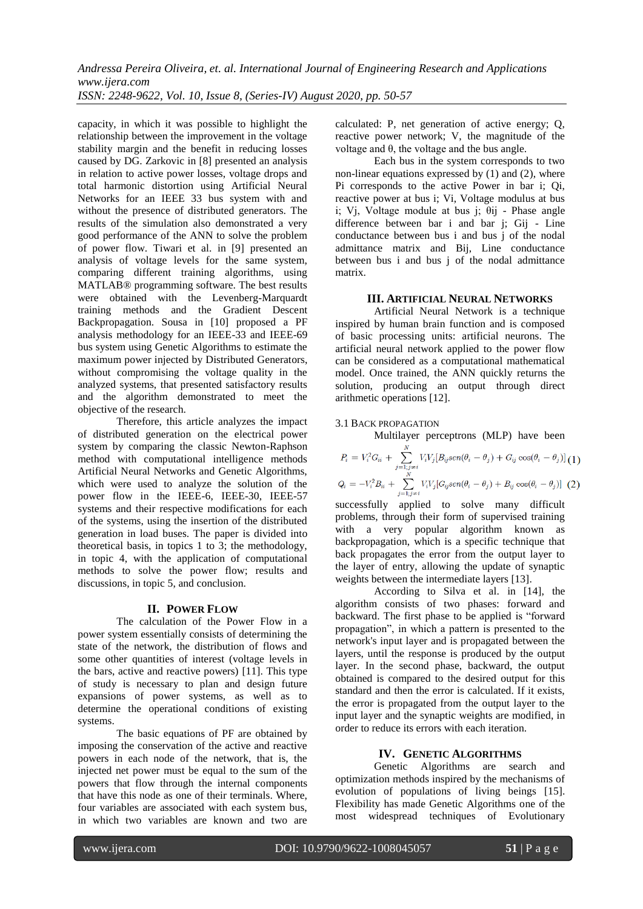capacity, in which it was possible to highlight the relationship between the improvement in the voltage stability margin and the benefit in reducing losses caused by DG. Zarkovic in [8] presented an analysis in relation to active power losses, voltage drops and total harmonic distortion using Artificial Neural Networks for an IEEE 33 bus system with and without the presence of distributed generators. The results of the simulation also demonstrated a very good performance of the ANN to solve the problem of power flow. Tiwari et al. in [9] presented an analysis of voltage levels for the same system, comparing different training algorithms, using MATLAB® programming software. The best results were obtained with the Levenberg-Marquardt training methods and the Gradient Descent Backpropagation. Sousa in [10] proposed a PF analysis methodology for an IEEE-33 and IEEE-69 bus system using Genetic Algorithms to estimate the maximum power injected by Distributed Generators, without compromising the voltage quality in the analyzed systems, that presented satisfactory results and the algorithm demonstrated to meet the objective of the research.

Therefore, this article analyzes the impact of distributed generation on the electrical power system by comparing the classic Newton-Raphson method with computational intelligence methods Artificial Neural Networks and Genetic Algorithms, which were used to analyze the solution of the power flow in the IEEE-6, IEEE-30, IEEE-57 systems and their respective modifications for each of the systems, using the insertion of the distributed generation in load buses. The paper is divided into theoretical basis, in topics 1 to 3; the methodology, in topic 4, with the application of computational methods to solve the power flow; results and discussions, in topic 5, and conclusion.

## II. POWER FLOW

The calculation of the Power Flow in a power system essentially consists of determining the state of the network, the distribution of flows and some other quantities of interest (voltage levels in the bars, active and reactive powers) [11]. This type of study is necessary to plan and design future expansions of power systems, as well as to determine the operational conditions of existing systems.

The basic equations of PF are obtained by imposing the conservation of the active and reactive powers in each node of the network, that is, the injected net power must be equal to the sum of the powers that flow through the internal components that have this node as one of their terminals. Where, four variables are associated with each system bus, in which two variables are known and two are calculated: P, net generation of active energy; Q, reactive power network; V, the magnitude of the voltage and θ, the voltage and the bus angle.

Each bus in the system corresponds to two non-linear equations expressed by (1) and (2), where Pi corresponds to the active Power in bar i; Qi, reactive power at bus i; Vi, Voltage modulus at bus i; Vj, Voltage module at bus j; θij - Phase angle difference between bar i and bar j; Gij - Line conductance between bus i and bus j of the nodal admittance matrix and Bij, Line conductance between bus i and bus j of the nodal admittance matrix.

$$P_i = V_i^2 G_{ii} + \sum_{j=1; j \neq i}^{N} V_i V_j [B_{ij} sen(\theta_i - \theta_j) + G_{ij} \cos(\theta_i - \theta_j)] \quad (1)$$

$$Q_i = -V_i^2 B_{ii} + \sum_{j=1; j \neq i}^{N} V_i V_j [G_{ij} sen(\theta_i - \theta_j) + B_{ij} \cos(\theta_i - \theta_j)] \quad (2)$$

## III. ARTIFICIAL NEURAL NETWORKS

Artificial Neural Network is a technique inspired by human brain function and is composed of basic processing units: artificial neurons. The artificial neural network applied to the power flow can be considered as a computational mathematical model. Once trained, the ANN quickly returns the solution, producing an output through direct arithmetic operations [12].

### 3.1 BACK PROPAGATION

Multilayer perceptrons (MLP) have been successfully applied to solve many difficult problems, through their form of supervised training with a very popular algorithm known as backpropagation, which is a specific technique that back propagates the error from the output layer to the layer of entry, allowing the update of synaptic weights between the intermediate layers [13].

According to Silva et al. in [14], the algorithm consists of two phases: forward and backward. The first phase to be applied is "forward propagation", in which a pattern is presented to the network's input layer and is propagated between the layers, until the response is produced by the output layer. In the second phase, backward, the output obtained is compared to the desired output for this standard and then the error is calculated. If it exists, the error is propagated from the output layer to the input layer and the synaptic weights are modified, in order to reduce its errors with each iteration.

## IV. GENETIC ALGORITHMS

Genetic Algorithms are search and optimization methods inspired by the mechanisms of evolution of populations of living beings [15]. Flexibility has made Genetic Algorithms one of the most widespread techniques of Evolutionary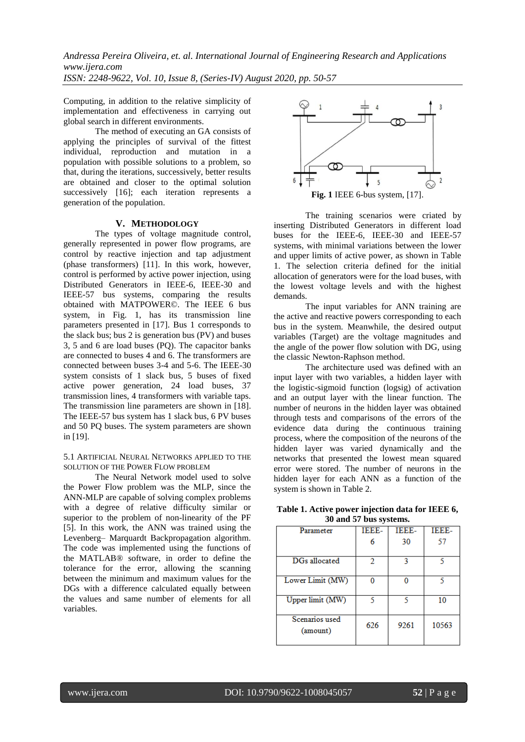Computing, in addition to the relative simplicity of implementation and effectiveness in carrying out global search in different environments.

The method of executing an GA consists of applying the principles of survival of the fittest individual, reproduction and mutation in a population with possible solutions to a problem, so that, during the iterations, successively, better results are obtained and closer to the optimal solution successively [16]; each iteration represents a generation of the population.

## V. METHODOLOGY

The types of voltage magnitude control, generally represented in power flow programs, are control by reactive injection and tap adjustment (phase transformers) [11]. In this work, however, control is performed by active power injection, using Distributed Generators in IEEE-6, IEEE-30 and IEEE-57 bus systems, comparing the results obtained with MATPOWER©. The IEEE 6 bus system, in Fig. 1, has its transmission line parameters presented in [17]. Bus 1 corresponds to the slack bus; bus 2 is generation bus (PV) and buses 3, 5 and 6 are load buses (PQ). The capacitor banks are connected to buses 4 and 6. The transformers are connected between buses 3-4 and 5-6. The IEEE-30 system consists of 1 slack bus, 5 buses of fixed active power generation, 24 load buses, 37 transmission lines, 4 transformers with variable taps. The transmission line parameters are shown in [18]. The IEEE-57 bus system has 1 slack bus, 6 PV buses and 50 PQ buses. The system parameters are shown in [19].

### 5.1 ARTIFICIAL NEURAL NETWORKS APPLIED TO THE SOLUTION OF THE POWER FLOW PROBLEM

The Neural Network model used to solve the Power Flow problem was the MLP, since the ANN-MLP are capable of solving complex problems with a degree of relative difficulty similar or superior to the problem of non-linearity of the PF [5]. In this work, the ANN was trained using the Levenberg– Marquardt Backpropagation algorithm. The code was implemented using the functions of the MATLAB® software, in order to define the tolerance for the error, allowing the scanning between the minimum and maximum values for the DGs with a difference calculated equally between the values and same number of elements for all variables.

**Fig. 1** IEEE 6-bus system, [17].

The training scenarios were criated by inserting Distributed Generators in different load buses for the IEEE-6, IEEE-30 and IEEE-57 systems, with minimal variations between the lower and upper limits of active power, as shown in Table 1. The selection criteria defined for the initial allocation of generators were for the load buses, with the lowest voltage levels and with the highest demands.

The input variables for ANN training are the active and reactive powers corresponding to each bus in the system. Meanwhile, the desired output variables (Target) are the voltage magnitudes and the angle of the power flow solution with DG, using the classic Newton-Raphson method.

The architecture used was defined with an input layer with two variables, a hidden layer with the logistic-sigmoid function (logsig) of activation and an output layer with the linear function. The number of neurons in the hidden layer was obtained through tests and comparisons of the errors of the evidence data during the continuous training process, where the composition of the neurons of the hidden layer was varied dynamically and the networks that presented the lowest mean squared error were stored. The number of neurons in the hidden layer for each ANN as a function of the system is shown in Table 2.

**Table 1. Active power injection data for IEEE 6, 30 and 57 bus systems.**

| Parameter | IEEE-6 | IEEE-30 | IEEE-57 |
|---|---|---|---|
| DGs allocated | 2 | 3 | 5 |
| Lower Limit (MW) | 0 | 0 | 5 |
| Upper limit (MW) | 5 | 5 | 10 |
| Scenarios used (amount) | 626 | 9261 | 10563 |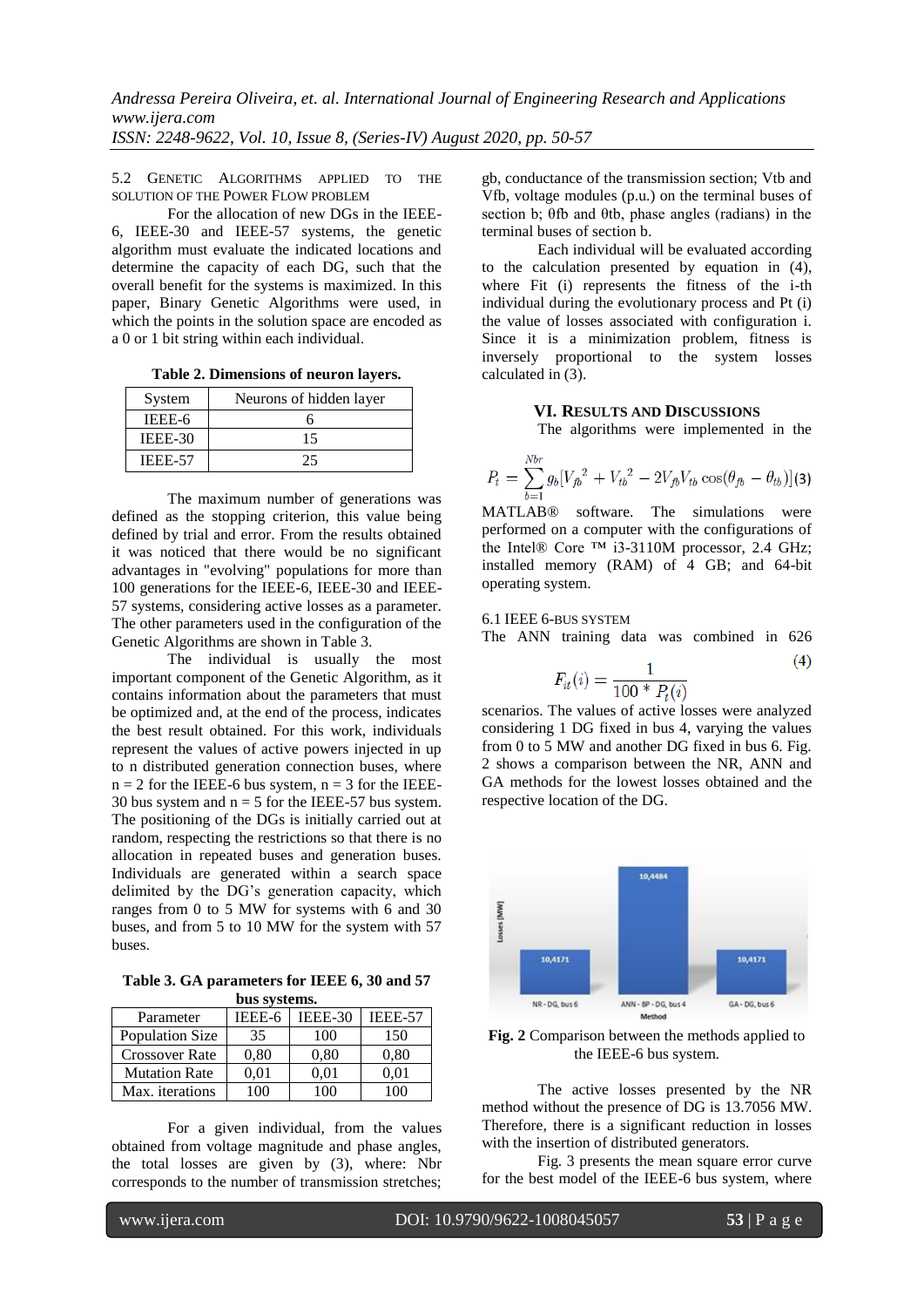### 5.2 GENETIC ALGORITHMS APPLIED TO THE SOLUTION OF THE POWER FLOW PROBLEM

For the allocation of new DGs in the IEEE-6, IEEE-30 and IEEE-57 systems, the genetic algorithm must evaluate the indicated locations and determine the capacity of each DG, such that the overall benefit for the systems is maximized. In this paper, Binary Genetic Algorithms were used, in which the points in the solution space are encoded as a 0 or 1 bit string within each individual.

**Table 2. Dimensions of neuron layers.**

| System | Neurons of hidden layer |
|---|---|
| IEEE-6 | 6 |
| IEEE-30 | 15 |
| IEEE-57 | 25 |

The maximum number of generations was defined as the stopping criterion, this value being defined by trial and error. From the results obtained it was noticed that there would be no significant advantages in "evolving" populations for more than 100 generations for the IEEE-6, IEEE-30 and IEEE-57 systems, considering active losses as a parameter. The other parameters used in the configuration of the Genetic Algorithms are shown in Table 3.

The individual is usually the most important component of the Genetic Algorithm, as it contains information about the parameters that must be optimized and, at the end of the process, indicates the best result obtained. For this work, individuals represent the values of active powers injected in up to n distributed generation connection buses, where n = 2 for the IEEE-6 bus system, n = 3 for the IEEE-30 bus system and n = 5 for the IEEE-57 bus system. The positioning of the DGs is initially carried out at random, respecting the restrictions so that there is no allocation in repeated buses and generation buses. Individuals are generated within a search space delimited by the DG's generation capacity, which ranges from 0 to 5 MW for systems with 6 and 30 buses, and from 5 to 10 MW for the system with 57 buses.

**Table 3. GA parameters for IEEE 6, 30 and 57 bus systems.**

| Parameter | IEEE-6 | IEEE-30 | IEEE-57 |
|---|---|---|---|
| Population Size | 35 | 100 | 150 |
| Crossover Rate | 0,80 | 0,80 | 0,80 |
| Mutation Rate | 0,01 | 0,01 | 0,01 |
| Max. iterations | 100 | 100 | 100 |

For a given individual, from the values obtained from voltage magnitude and phase angles, the total losses are given by (3), where: Nbr corresponds to the number of transmission stretches; gb, conductance of the transmission section; Vtb and Vfb, voltage modules (p.u.) on the terminal buses of section b; θfb and θtb, phase angles (radians) in the terminal buses of section b.

$$P_t = \sum_{b=1}^{Nbr} g_b[V_{fb}^2 + V_{tb}^2 - 2V_{fb}V_{tb}\cos(\theta_{fb} - \theta_{tb})] \quad (3)$$

Each individual will be evaluated according to the calculation presented by equation in (4), where Fit (i) represents the fitness of the i-th individual during the evolutionary process and Pt (i) the value of losses associated with configuration i. Since it is a minimization problem, fitness is inversely proportional to the system losses calculated in (3).

$$F_{it}(i) = \frac{1}{100 * P_t(i)} \quad (4)$$

## VI. RESULTS AND DISCUSSIONS

The algorithms were implemented in the MATLAB® software. The simulations were performed on a computer with the configurations of the Intel® Core ™ i3-3110M processor, 2.4 GHz; installed memory (RAM) of 4 GB; and 64-bit operating system.

### 6.1 IEEE 6-BUS SYSTEM

The ANN training data was combined in 626 scenarios. The values of active losses were analyzed considering 1 DG fixed in bus 4, varying the values from 0 to 5 MW and another DG fixed in bus 6. Fig. 2 shows a comparison between the NR, ANN and GA methods for the lowest losses obtained and the respective location of the DG.

**Fig. 2** Comparison between the methods applied to the IEEE-6 bus system.

The active losses presented by the NR method without the presence of DG is 13.7056 MW. Therefore, there is a significant reduction in losses with the insertion of distributed generators.

Fig. 3 presents the mean square error curve for the best model of the IEEE-6 bus system, where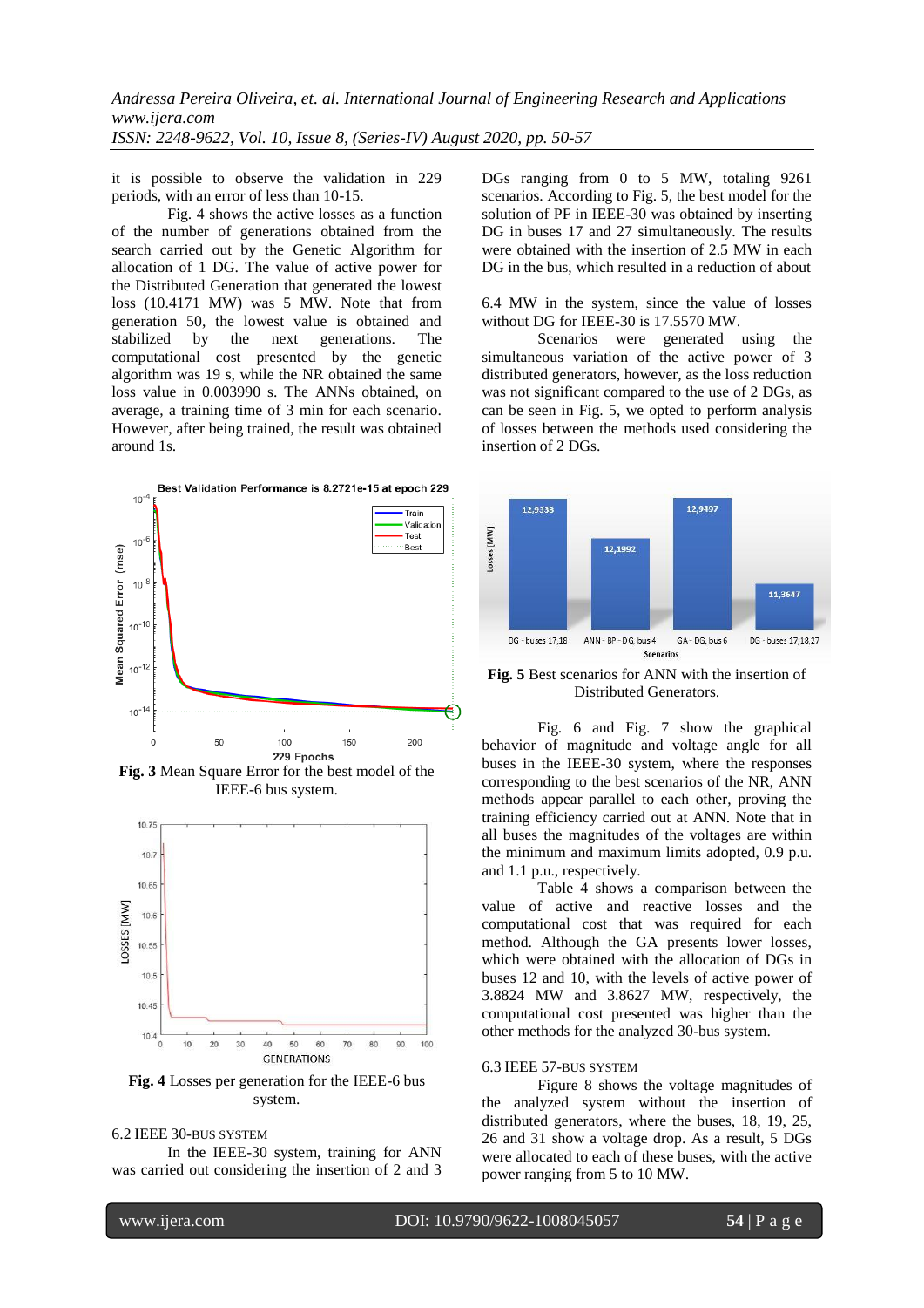it is possible to observe the validation in 229 periods, with an error of less than 10-15.

Fig. 4 shows the active losses as a function of the number of generations obtained from the search carried out by the Genetic Algorithm for allocation of 1 DG. The value of active power for the Distributed Generation that generated the lowest loss (10.4171 MW) was 5 MW. Note that from generation 50, the lowest value is obtained and stabilized by the next generations. The computational cost presented by the genetic algorithm was 19 s, while the NR obtained the same loss value in 0.003990 s. The ANNs obtained, on average, a training time of 3 min for each scenario. However, after being trained, the result was obtained around 1s.

**Fig. 3** Mean Square Error for the best model of the IEEE-6 bus system.

**Fig. 4** Losses per generation for the IEEE-6 bus system.

### 6.2 IEEE 30-BUS SYSTEM

In the IEEE-30 system, training for ANN was carried out considering the insertion of 2 and 3 DGs ranging from 0 to 5 MW, totaling 9261 scenarios. According to Fig. 5, the best model for the solution of PF in IEEE-30 was obtained by inserting DG in buses 17 and 27 simultaneously. The results were obtained with the insertion of 2.5 MW in each DG in the bus, which resulted in a reduction of about 6.4 MW in the system, since the value of losses without DG for IEEE-30 is 17.5570 MW.

Scenarios were generated using the simultaneous variation of the active power of 3 distributed generators, however, as the loss reduction was not significant compared to the use of 2 DGs, as can be seen in Fig. 5, we opted to perform analysis of losses between the methods used considering the insertion of 2 DGs.

**Fig. 5** Best scenarios for ANN with the insertion of Distributed Generators.

Fig. 6 and Fig. 7 show the graphical behavior of magnitude and voltage angle for all buses in the IEEE-30 system, where the responses corresponding to the best scenarios of the NR, ANN methods appear parallel to each other, proving the training efficiency carried out at ANN. Note that in all buses the magnitudes of the voltages are within the minimum and maximum limits adopted, 0.9 p.u. and 1.1 p.u., respectively.

Table 4 shows a comparison between the value of active and reactive losses and the computational cost that was required for each method. Although the GA presents lower losses, which were obtained with the allocation of DGs in buses 12 and 10, with the levels of active power of 3.8824 MW and 3.8627 MW, respectively, the computational cost presented was higher than the other methods for the analyzed 30-bus system.

### 6.3 IEEE 57-BUS SYSTEM

Figure 8 shows the voltage magnitudes of the analyzed system without the insertion of distributed generators, where the buses, 18, 19, 25, 26 and 31 show a voltage drop. As a result, 5 DGs were allocated to each of these buses, with the active power ranging from 5 to 10 MW.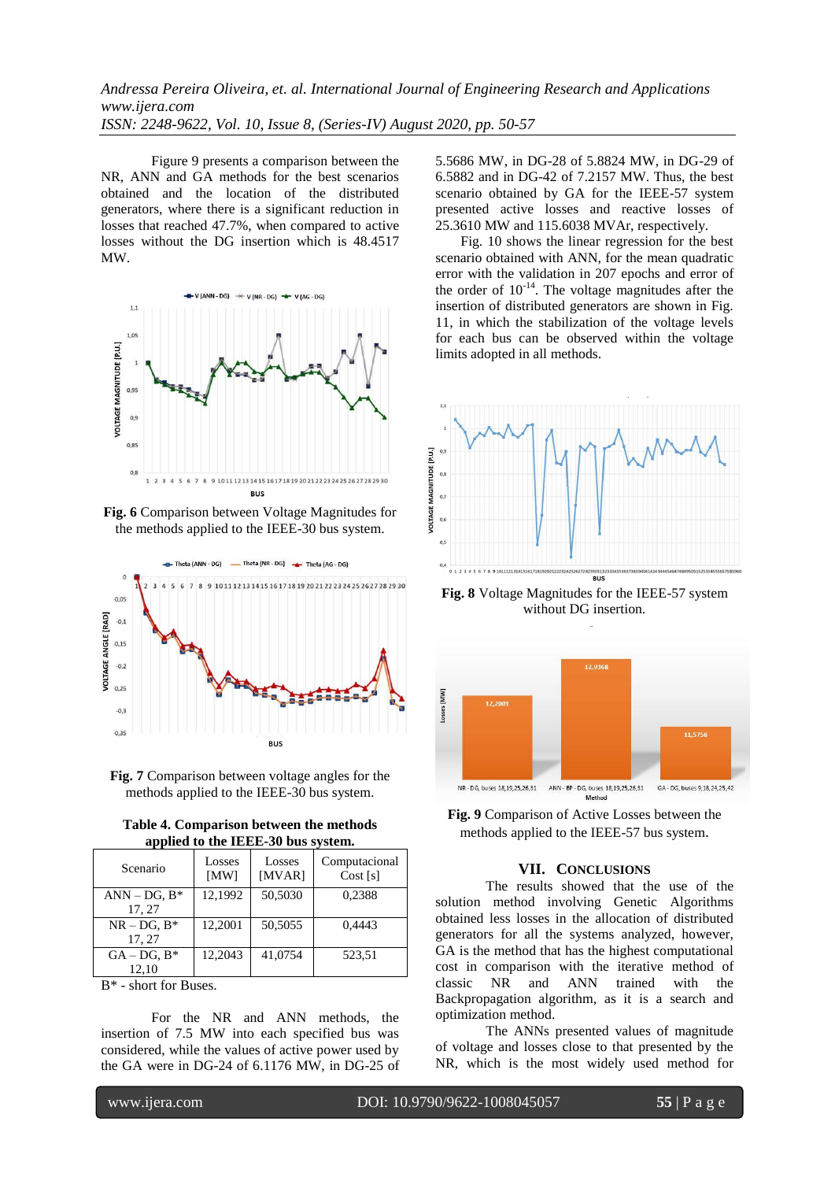Figure 9 presents a comparison between the NR, ANN and GA methods for the best scenarios obtained and the location of the distributed generators, where there is a significant reduction in losses that reached 47.7%, when compared to active losses without the DG insertion which is 48.4517 MW.

**Fig. 6** Comparison between Voltage Magnitudes for the methods applied to the IEEE-30 bus system.

**Fig. 7** Comparison between voltage angles for the methods applied to the IEEE-30 bus system.

**Table 4. Comparison between the methods applied to the IEEE-30 bus system.**

| Scenario | Losses [MW] | Losses [MVAR] | Computacional Cost [s] |
|---|---|---|---|
| ANN – DG, B* 17, 27 | 12,1992 | 50,5030 | 0,2388 |
| NR – DG, B* 17, 27 | 12,2001 | 50,5055 | 0,4443 |
| GA – DG, B* 12,10 | 12,2043 | 41,0754 | 523,51 |

B* - short for Buses.

For the NR and ANN methods, the insertion of 7.5 MW into each specified bus was considered, while the values of active power used by the GA were in DG-24 of 6.1176 MW, in DG-25 of 5.5686 MW, in DG-28 of 5.8824 MW, in DG-29 of 6.5882 and in DG-42 of 7.2157 MW. Thus, the best scenario obtained by GA for the IEEE-57 system presented active losses and reactive losses of 25.3610 MW and 115.6038 MVAr, respectively.

Fig. 10 shows the linear regression for the best scenario obtained with ANN, for the mean quadratic error with the validation in 207 epochs and error of the order of $10^{-14}$. The voltage magnitudes after the insertion of distributed generators are shown in Fig. 11, in which the stabilization of the voltage levels for each bus can be observed within the voltage limits adopted in all methods.

**Fig. 8** Voltage Magnitudes for the IEEE-57 system without DG insertion.

**Fig. 9** Comparison of Active Losses between the methods applied to the IEEE-57 bus system.

## VII. CONCLUSIONS

The results showed that the use of the solution method involving Genetic Algorithms obtained less losses in the allocation of distributed generators for all the systems analyzed, however, GA is the method that has the highest computational cost in comparison with the iterative method of classic NR and ANN trained with the Backpropagation algorithm, as it is a search and optimization method.

The ANNs presented values of magnitude of voltage and losses close to that presented by the NR, which is the most widely used method for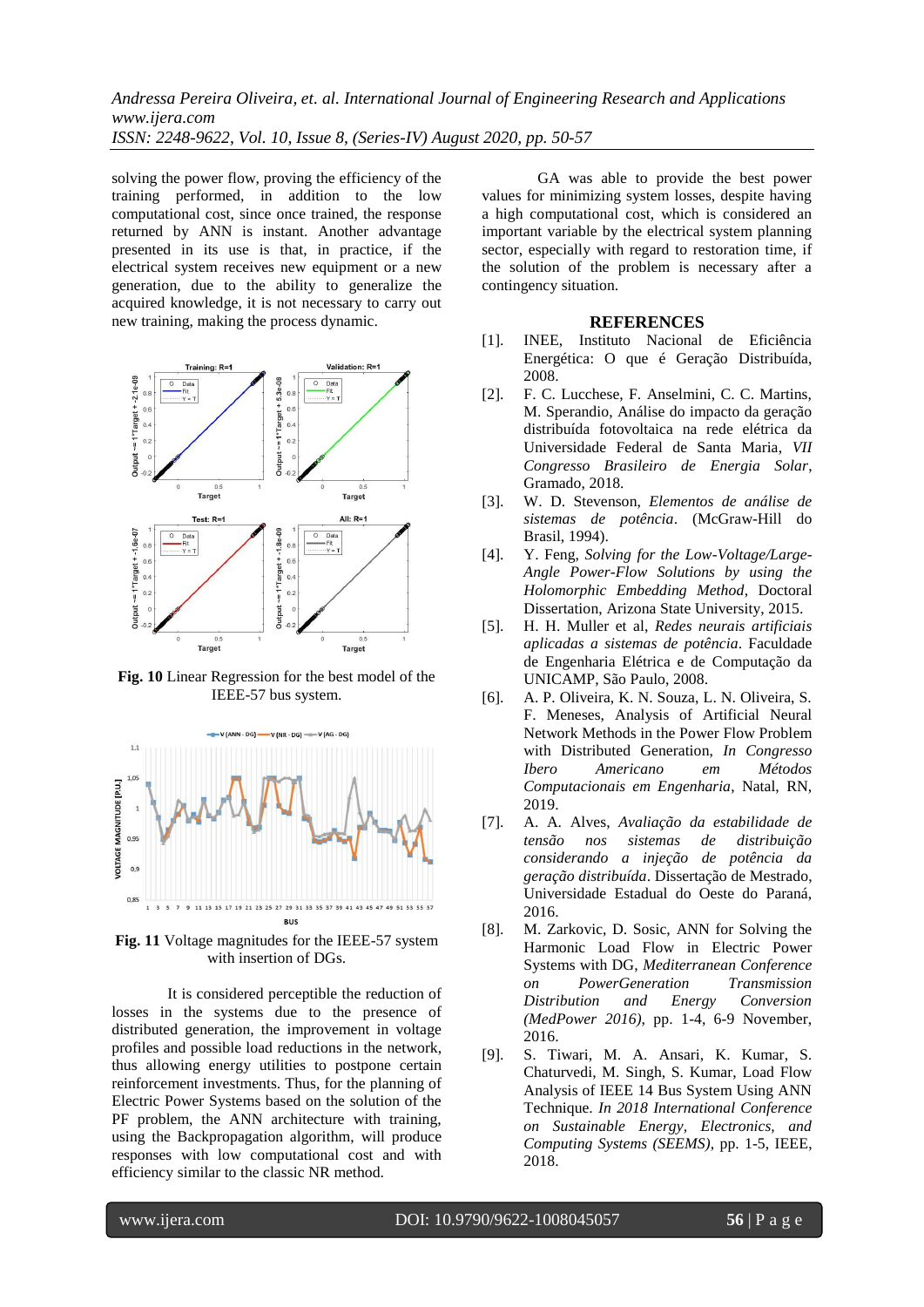solving the power flow, proving the efficiency of the training performed, in addition to the low computational cost, since once trained, the response returned by ANN is instant. Another advantage presented in its use is that, in practice, if the electrical system receives new equipment or a new generation, due to the ability to generalize the acquired knowledge, it is not necessary to carry out new training, making the process dynamic.

**Fig. 10** Linear Regression for the best model of the IEEE-57 bus system.

**Fig. 11** Voltage magnitudes for the IEEE-57 system with insertion of DGs.

It is considered perceptible the reduction of losses in the systems due to the presence of distributed generation, the improvement in voltage profiles and possible load reductions in the network, thus allowing energy utilities to postpone certain reinforcement investments. Thus, for the planning of Electric Power Systems based on the solution of the PF problem, the ANN architecture with training, using the Backpropagation algorithm, will produce responses with low computational cost and with efficiency similar to the classic NR method.

GA was able to provide the best power values for minimizing system losses, despite having a high computational cost, which is considered an important variable by the electrical system planning sector, especially with regard to restoration time, if the solution of the problem is necessary after a contingency situation.

## REFERENCES

[1]. INEE, Instituto Nacional de Eficiência Energética: O que é Geração Distribuída, 2008.

[2]. F. C. Lucchese, F. Anselmini, C. C. Martins, M. Sperandio, Análise do impacto da geração distribuída fotovoltaica na rede elétrica da Universidade Federal de Santa Maria, *VII Congresso Brasileiro de Energia Solar*, Gramado, 2018.

[3]. W. D. Stevenson, *Elementos de análise de sistemas de potência*. (McGraw-Hill do Brasil, 1994).

[4]. Y. Feng, *Solving for the Low-Voltage/Large-Angle Power-Flow Solutions by using the Holomorphic Embedding Method*, Doctoral Dissertation, Arizona State University, 2015.

[5]. H. H. Muller et al, *Redes neurais artificiais aplicadas a sistemas de potência*. Faculdade de Engenharia Elétrica e de Computação da UNICAMP, São Paulo, 2008.

[6]. A. P. Oliveira, K. N. Souza, L. N. Oliveira, S. F. Meneses, Analysis of Artificial Neural Network Methods in the Power Flow Problem with Distributed Generation, *In Congresso Ibero Americano em Métodos Computacionais em Engenharia*, Natal, RN, 2019.

[7]. A. A. Alves, *Avaliação da estabilidade de tensão nos sistemas de distribuição considerando a injeção de potência da geração distribuída*. Dissertação de Mestrado, Universidade Estadual do Oeste do Paraná, 2016.

[8]. M. Zarkovic, D. Sosic, ANN for Solving the Harmonic Load Flow in Electric Power Systems with DG, *Mediterranean Conference on PowerGeneration Transmission Distribution and Energy Conversion (MedPower 2016)*, pp. 1-4, 6-9 November, 2016.

[9]. S. Tiwari, M. A. Ansari, K. Kumar, S. Chaturvedi, M. Singh, S. Kumar, Load Flow Analysis of IEEE 14 Bus System Using ANN Technique. *In 2018 International Conference on Sustainable Energy, Electronics, and Computing Systems (SEEMS)*, pp. 1-5, IEEE, 2018.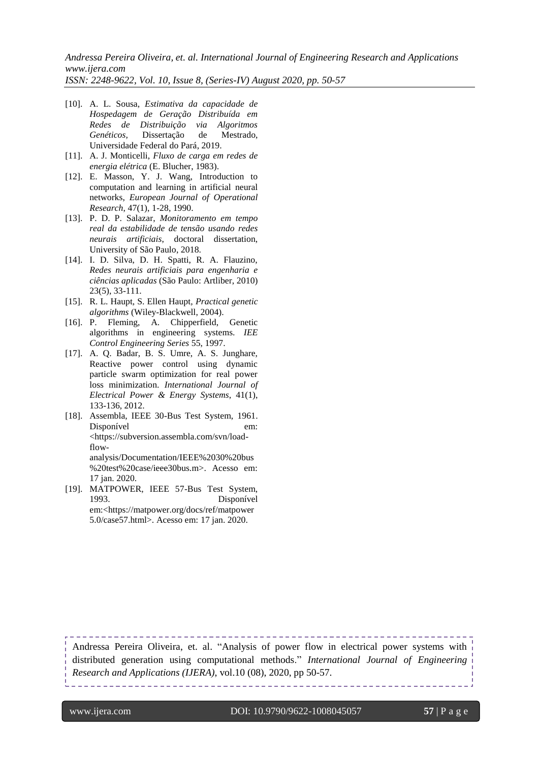[10]. A. L. Sousa, *Estimativa da capacidade de Hospedagem de Geração Distribuída em Redes de Distribuição via Algoritmos Genéticos,* Dissertação de Mestrado, Universidade Federal do Pará, 2019.

[11]. A. J. Monticelli, *Fluxo de carga em redes de energia elétrica* (E. Blucher, 1983).

[12]. E. Masson, Y. J. Wang, Introduction to computation and learning in artificial neural networks, *European Journal of Operational Research*, 47(1), 1-28, 1990.

[13]. P. D. P. Salazar, *Monitoramento em tempo real da estabilidade de tensão usando redes neurais artificiais,* doctoral dissertation, University of São Paulo, 2018.

[14]. I. D. Silva, D. H. Spatti, R. A. Flauzino, *Redes neurais artificiais para engenharia e ciências aplicadas* (São Paulo: Artliber, 2010) 23(5), 33-111.

[15]. R. L. Haupt, S. Ellen Haupt, *Practical genetic algorithms* (Wiley-Blackwell, 2004).

[16]. P. Fleming, A. Chipperfield, Genetic algorithms in engineering systems. *IEE Control Engineering Series* 55, 1997.

[17]. A. Q. Badar, B. S. Umre, A. S. Junghare, Reactive power control using dynamic particle swarm optimization for real power loss minimization. *International Journal of Electrical Power & Energy Systems*, 41(1), 133-136, 2012.

[18]. Assembla, IEEE 30-Bus Test System, 1961. Disponível em: <https://subversion.assembla.com/svn/load-flow-analysis/Documentation/IEEE%2030%20bus%20test%20case/ieee30bus.m>. Acesso em: 17 jan. 2020.

[19]. MATPOWER, IEEE 57-Bus Test System, 1993. Disponível em:<https://matpower.org/docs/ref/matpower5.0/case57.html>. Acesso em: 17 jan. 2020.

Andressa Pereira Oliveira, et. al. "Analysis of power flow in electrical power systems with distributed generation using computational methods." *International Journal of Engineering Research and Applications (IJERA)*, vol.10 (08), 2020, pp 50-57.